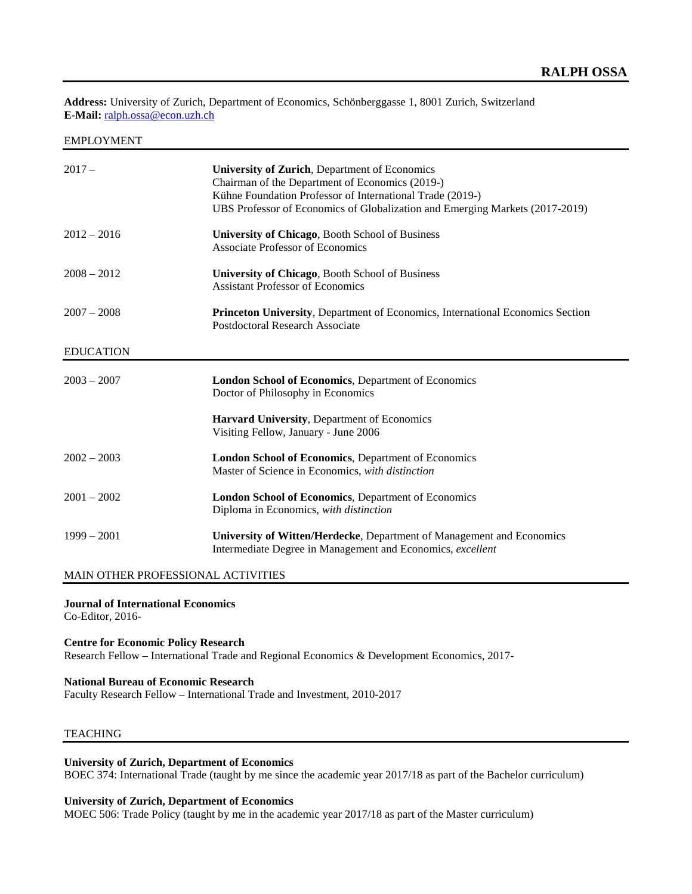# RALPH OSSA

**Address:** University of Zurich, Department of Economics, Schönberggasse 1, 8001 Zurich, Switzerland
**E-Mail:** [ralph.ossa@econ.uzh.ch](mailto:ralph.ossa@econ.uzh.ch)

## EMPLOYMENT

| | |
|---|---|
| 2017 – | **University of Zurich**, Department of Economics<br>Chairman of the Department of Economics (2019-)<br>Kühne Foundation Professor of International Trade (2019-)<br>UBS Professor of Economics of Globalization and Emerging Markets (2017-2019) |
| 2012 – 2016 | **University of Chicago**, Booth School of Business<br>Associate Professor of Economics |
| 2008 – 2012 | **University of Chicago**, Booth School of Business<br>Assistant Professor of Economics |
| 2007 – 2008 | **Princeton University**, Department of Economics, International Economics Section<br>Postdoctoral Research Associate |

## EDUCATION

| | |
|---|---|
| 2003 – 2007 | **London School of Economics**, Department of Economics<br>Doctor of Philosophy in Economics<br><br>**Harvard University**, Department of Economics<br>Visiting Fellow, January - June 2006 |
| 2002 – 2003 | **London School of Economics**, Department of Economics<br>Master of Science in Economics, *with distinction* |
| 2001 – 2002 | **London School of Economics**, Department of Economics<br>Diploma in Economics, *with distinction* |
| 1999 – 2001 | **University of Witten/Herdecke**, Department of Management and Economics<br>Intermediate Degree in Management and Economics, *excellent* |

## MAIN OTHER PROFESSIONAL ACTIVITIES

**Journal of International Economics**
Co-Editor, 2016-

**Centre for Economic Policy Research**
Research Fellow – International Trade and Regional Economics & Development Economics, 2017-

**National Bureau of Economic Research**
Faculty Research Fellow – International Trade and Investment, 2010-2017

## TEACHING

**University of Zurich, Department of Economics**
BOEC 374: International Trade (taught by me since the academic year 2017/18 as part of the Bachelor curriculum)

**University of Zurich, Department of Economics**
MOEC 506: Trade Policy (taught by me in the academic year 2017/18 as part of the Master curriculum)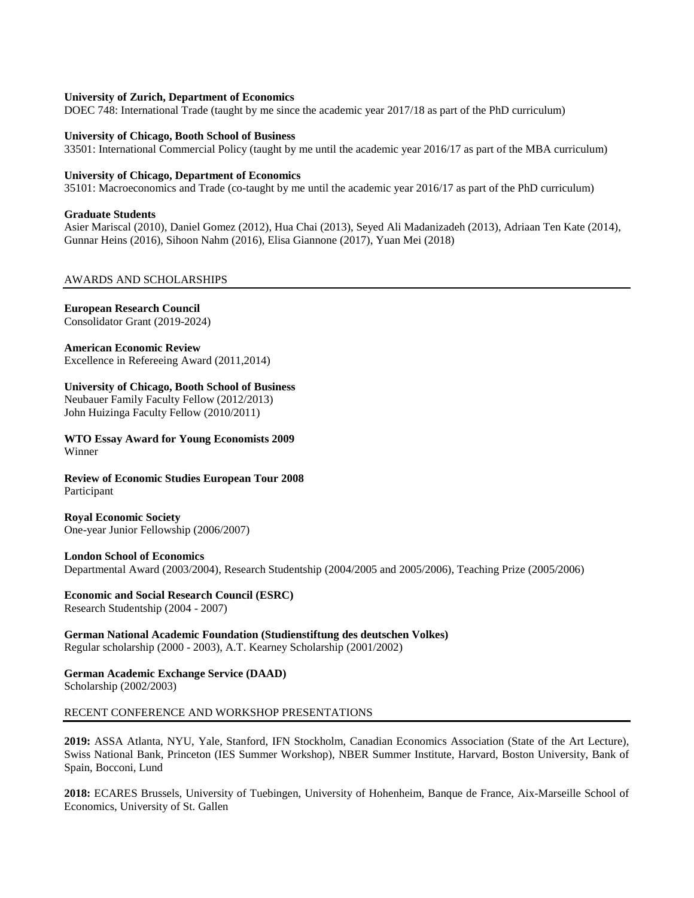**University of Zurich, Department of Economics**
DOEC 748: International Trade (taught by me since the academic year 2017/18 as part of the PhD curriculum)

**University of Chicago, Booth School of Business**
33501: International Commercial Policy (taught by me until the academic year 2016/17 as part of the MBA curriculum)

**University of Chicago, Department of Economics**
35101: Macroeconomics and Trade (co-taught by me until the academic year 2016/17 as part of the PhD curriculum)

**Graduate Students**
Asier Mariscal (2010), Daniel Gomez (2012), Hua Chai (2013), Seyed Ali Madanizadeh (2013), Adriaan Ten Kate (2014), Gunnar Heins (2016), Sihoon Nahm (2016), Elisa Giannone (2017), Yuan Mei (2018)

## AWARDS AND SCHOLARSHIPS

**European Research Council**
Consolidator Grant (2019-2024)

**American Economic Review**
Excellence in Refereeing Award (2011,2014)

**University of Chicago, Booth School of Business**
Neubauer Family Faculty Fellow (2012/2013)
John Huizinga Faculty Fellow (2010/2011)

**WTO Essay Award for Young Economists 2009**
Winner

**Review of Economic Studies European Tour 2008**
Participant

**Royal Economic Society**
One-year Junior Fellowship (2006/2007)

**London School of Economics**
Departmental Award (2003/2004), Research Studentship (2004/2005 and 2005/2006), Teaching Prize (2005/2006)

**Economic and Social Research Council (ESRC)**
Research Studentship (2004 - 2007)

**German National Academic Foundation (Studienstiftung des deutschen Volkes)**
Regular scholarship (2000 - 2003), A.T. Kearney Scholarship (2001/2002)

**German Academic Exchange Service (DAAD)**
Scholarship (2002/2003)

## RECENT CONFERENCE AND WORKSHOP PRESENTATIONS

**2019:** ASSA Atlanta, NYU, Yale, Stanford, IFN Stockholm, Canadian Economics Association (State of the Art Lecture), Swiss National Bank, Princeton (IES Summer Workshop), NBER Summer Institute, Harvard, Boston University, Bank of Spain, Bocconi, Lund

**2018:** ECARES Brussels, University of Tuebingen, University of Hohenheim, Banque de France, Aix-Marseille School of Economics, University of St. Gallen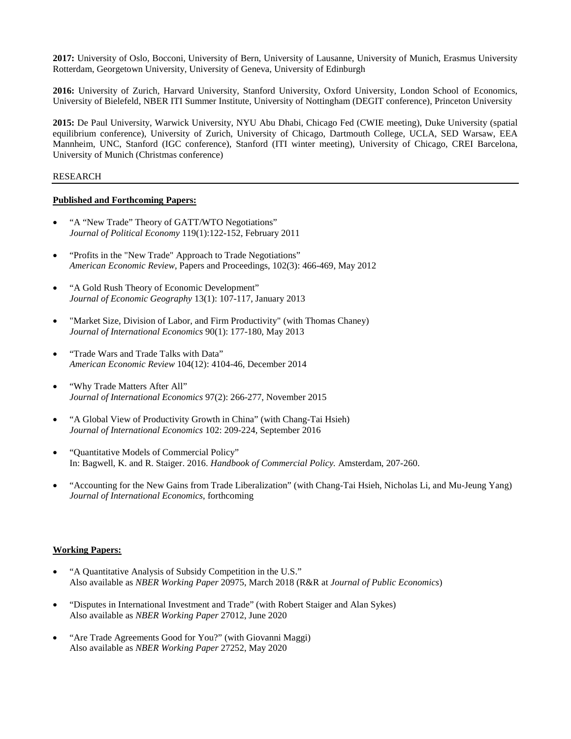**2017:** University of Oslo, Bocconi, University of Bern, University of Lausanne, University of Munich, Erasmus University Rotterdam, Georgetown University, University of Geneva, University of Edinburgh

**2016:** University of Zurich, Harvard University, Stanford University, Oxford University, London School of Economics, University of Bielefeld, NBER ITI Summer Institute, University of Nottingham (DEGIT conference), Princeton University

**2015:** De Paul University, Warwick University, NYU Abu Dhabi, Chicago Fed (CWIE meeting), Duke University (spatial equilibrium conference), University of Zurich, University of Chicago, Dartmouth College, UCLA, SED Warsaw, EEA Mannheim, UNC, Stanford (IGC conference), Stanford (ITI winter meeting), University of Chicago, CREI Barcelona, University of Munich (Christmas conference)

## RESEARCH

**Published and Forthcoming Papers:**

- "A "New Trade" Theory of GATT/WTO Negotiations"
  *Journal of Political Economy* 119(1):122-152, February 2011

- "Profits in the "New Trade" Approach to Trade Negotiations"
  *American Economic Review*, Papers and Proceedings, 102(3): 466-469, May 2012

- "A Gold Rush Theory of Economic Development"
  *Journal of Economic Geography* 13(1): 107-117, January 2013

- "Market Size, Division of Labor, and Firm Productivity" (with Thomas Chaney)
  *Journal of International Economics* 90(1): 177-180, May 2013

- "Trade Wars and Trade Talks with Data"
  *American Economic Review* 104(12): 4104-46, December 2014

- "Why Trade Matters After All"
  *Journal of International Economics* 97(2): 266-277, November 2015

- "A Global View of Productivity Growth in China" (with Chang-Tai Hsieh)
  *Journal of International Economics* 102: 209-224, September 2016

- "Quantitative Models of Commercial Policy"
  In: Bagwell, K. and R. Staiger. 2016. *Handbook of Commercial Policy.* Amsterdam, 207-260.

- "Accounting for the New Gains from Trade Liberalization" (with Chang-Tai Hsieh, Nicholas Li, and Mu-Jeung Yang)
  *Journal of International Economics*, forthcoming

**Working Papers:**

- "A Quantitative Analysis of Subsidy Competition in the U.S."
  Also available as *NBER Working Paper* 20975, March 2018 (R&R at *Journal of Public Economics*)

- "Disputes in International Investment and Trade" (with Robert Staiger and Alan Sykes)
  Also available as *NBER Working Paper* 27012, June 2020

- "Are Trade Agreements Good for You?" (with Giovanni Maggi)
  Also available as *NBER Working Paper* 27252, May 2020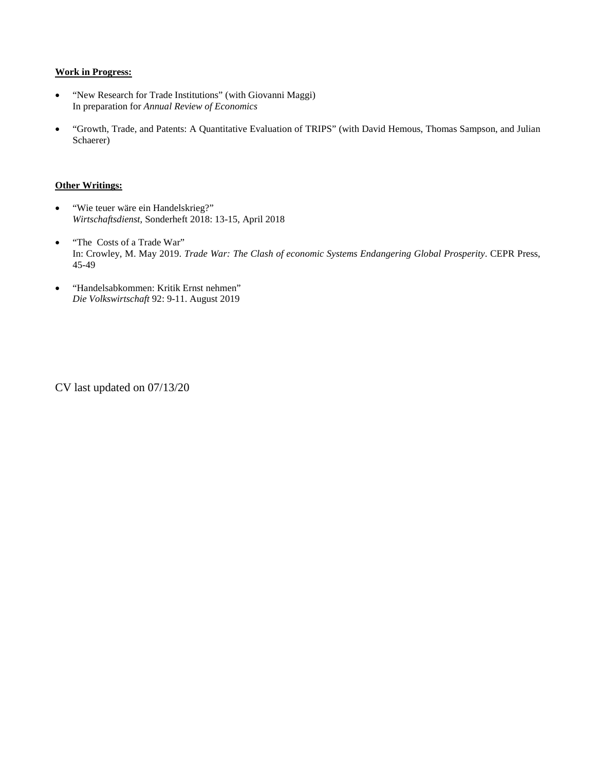**Work in Progress:**

- "New Research for Trade Institutions" (with Giovanni Maggi)
  In preparation for *Annual Review of Economics*

- "Growth, Trade, and Patents: A Quantitative Evaluation of TRIPS" (with David Hemous, Thomas Sampson, and Julian Schaerer)

**Other Writings:**

- "Wie teuer wäre ein Handelskrieg?"
  *Wirtschaftsdienst*, Sonderheft 2018: 13-15, April 2018

- "The Costs of a Trade War"
  In: Crowley, M. May 2019. *Trade War: The Clash of economic Systems Endangering Global Prosperity*. CEPR Press, 45-49

- "Handelsabkommen: Kritik Ernst nehmen"
  *Die Volkswirtschaft* 92: 9-11. August 2019

CV last updated on 07/13/20